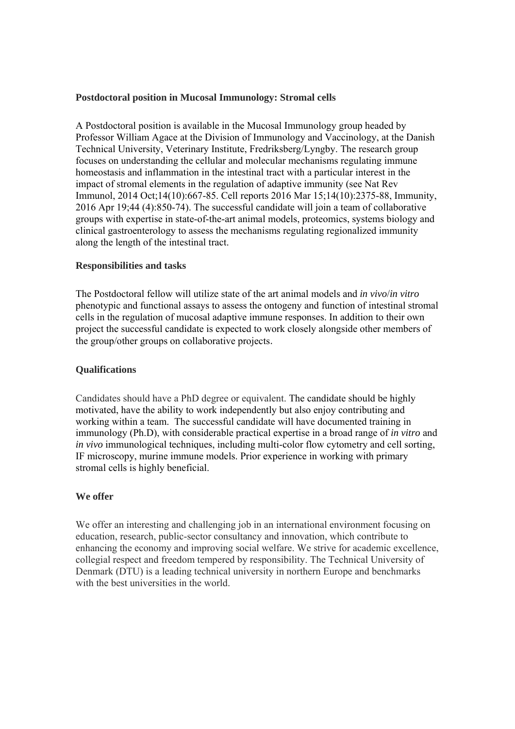**Postdoctoral position in Mucosal Immunology: Stromal cells**

A Postdoctoral position is available in the Mucosal Immunology group headed by Professor William Agace at the Division of Immunology and Vaccinology, at the Danish Technical University, Veterinary Institute, Fredriksberg/Lyngby. The research group focuses on understanding the cellular and molecular mechanisms regulating immune homeostasis and inflammation in the intestinal tract with a particular interest in the impact of stromal elements in the regulation of adaptive immunity (see Nat Rev Immunol, 2014 Oct;14(10):667-85. Cell reports 2016 Mar 15;14(10):2375-88, Immunity, 2016 Apr 19;44 (4):850-74). The successful candidate will join a team of collaborative groups with expertise in state-of-the-art animal models, proteomics, systems biology and clinical gastroenterology to assess the mechanisms regulating regionalized immunity along the length of the intestinal tract.

**Responsibilities and tasks**

The Postdoctoral fellow will utilize state of the art animal models and *in vivo*/*in vitro* phenotypic and functional assays to assess the ontogeny and function of intestinal stromal cells in the regulation of mucosal adaptive immune responses. In addition to their own project the successful candidate is expected to work closely alongside other members of the group/other groups on collaborative projects.

**Qualifications**

Candidates should have a PhD degree or equivalent. The candidate should be highly motivated, have the ability to work independently but also enjoy contributing and working within a team. The successful candidate will have documented training in immunology (Ph.D), with considerable practical expertise in a broad range of *in vitro* and *in vivo* immunological techniques, including multi-color flow cytometry and cell sorting, IF microscopy, murine immune models. Prior experience in working with primary stromal cells is highly beneficial.

**We offer**

We offer an interesting and challenging job in an international environment focusing on education, research, public-sector consultancy and innovation, which contribute to enhancing the economy and improving social welfare. We strive for academic excellence, collegial respect and freedom tempered by responsibility. The Technical University of Denmark (DTU) is a leading technical university in northern Europe and benchmarks with the best universities in the world.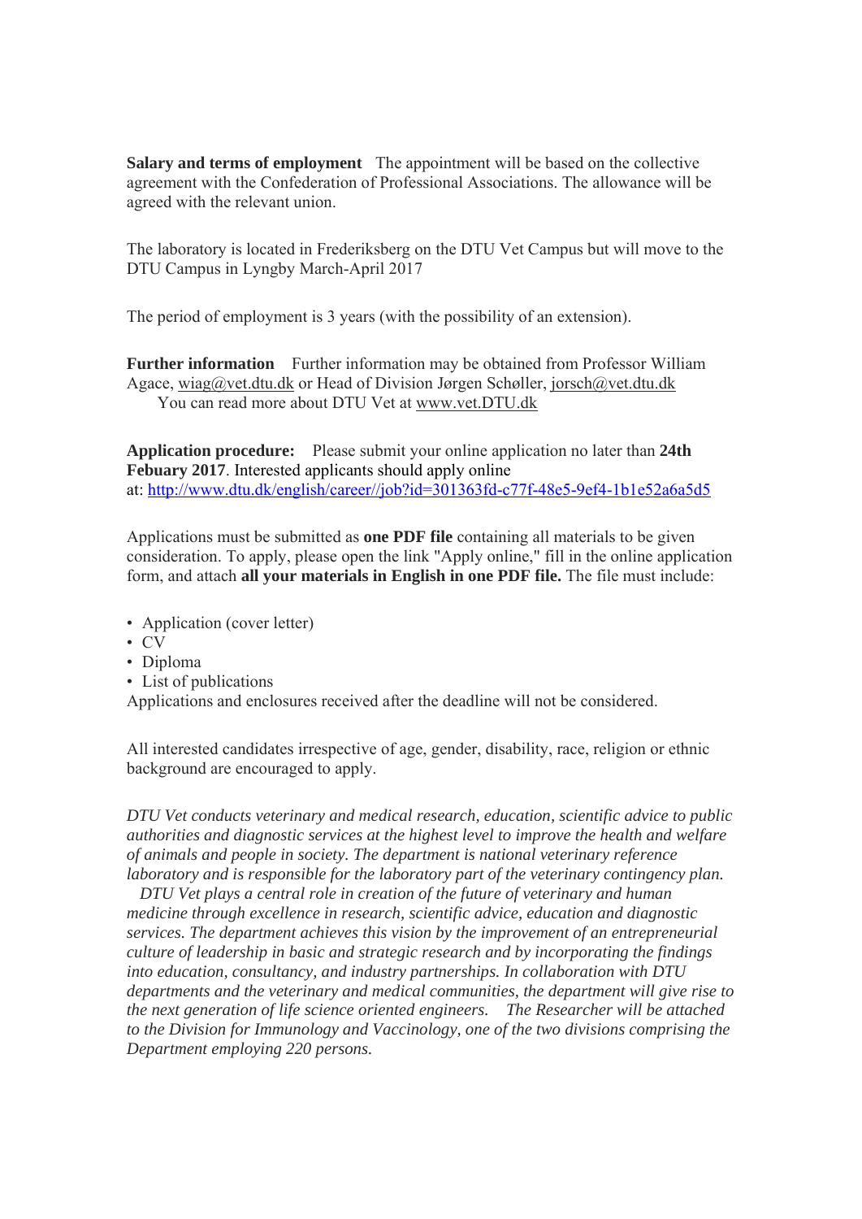**Salary and terms of employment** The appointment will be based on the collective agreement with the Confederation of Professional Associations. The allowance will be agreed with the relevant union.

The laboratory is located in Frederiksberg on the DTU Vet Campus but will move to the DTU Campus in Lyngby March-April 2017

The period of employment is 3 years (with the possibility of an extension).

**Further information** Further information may be obtained from Professor William Agace, wiag@vet.dtu.dk or Head of Division Jørgen Schøller, jorsch@vet.dtu.dk
You can read more about DTU Vet at www.vet.DTU.dk

**Application procedure:** Please submit your online application no later than **24th Febuary 2017**. Interested applicants should apply online at: http://www.dtu.dk/english/career//job?id=301363fd-c77f-48e5-9ef4-1b1e52a6a5d5

Applications must be submitted as **one PDF file** containing all materials to be given consideration. To apply, please open the link "Apply online," fill in the online application form, and attach **all your materials in English in one PDF file.** The file must include:

- Application (cover letter)
- CV
- Diploma
- List of publications

Applications and enclosures received after the deadline will not be considered.

All interested candidates irrespective of age, gender, disability, race, religion or ethnic background are encouraged to apply.

*DTU Vet conducts veterinary and medical research, education, scientific advice to public authorities and diagnostic services at the highest level to improve the health and welfare of animals and people in society. The department is national veterinary reference laboratory and is responsible for the laboratory part of the veterinary contingency plan. DTU Vet plays a central role in creation of the future of veterinary and human medicine through excellence in research, scientific advice, education and diagnostic services. The department achieves this vision by the improvement of an entrepreneurial culture of leadership in basic and strategic research and by incorporating the findings into education, consultancy, and industry partnerships. In collaboration with DTU departments and the veterinary and medical communities, the department will give rise to the next generation of life science oriented engineers. The Researcher will be attached to the Division for Immunology and Vaccinology, one of the two divisions comprising the Department employing 220 persons.*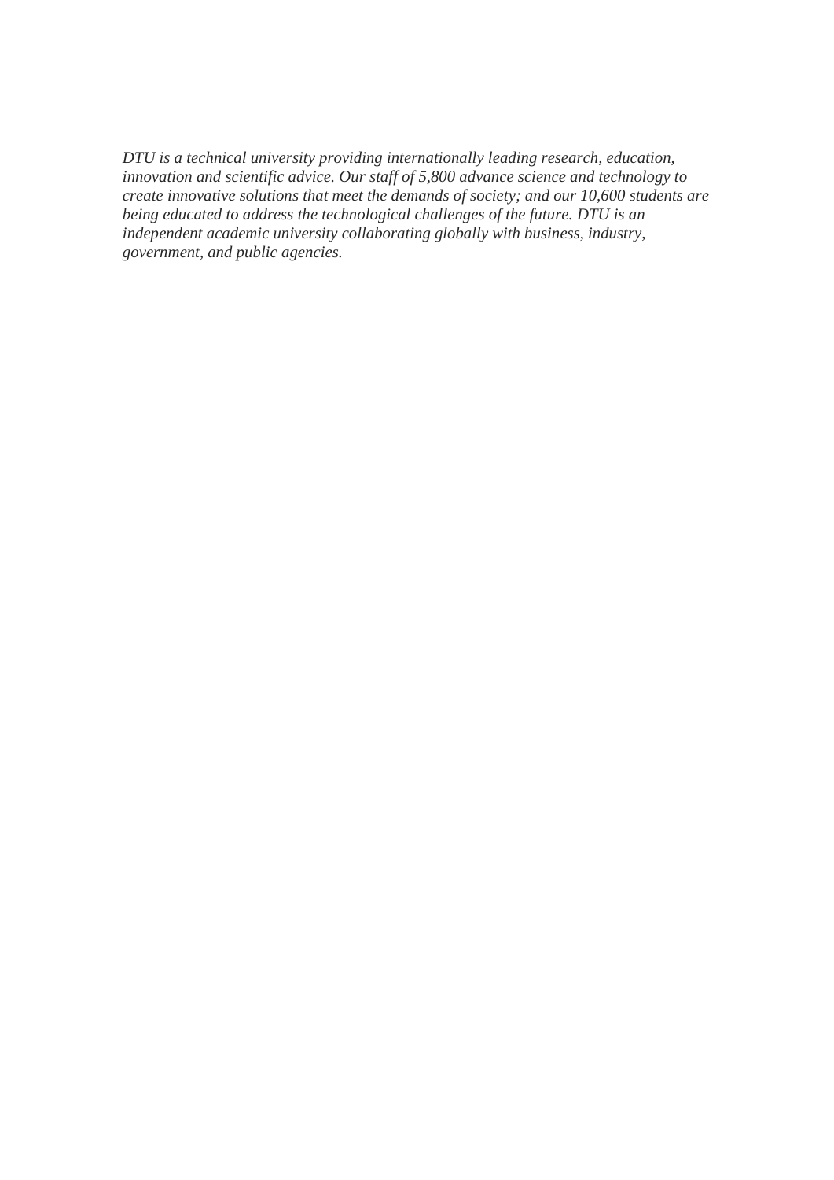*DTU is a technical university providing internationally leading research, education, innovation and scientific advice. Our staff of 5,800 advance science and technology to create innovative solutions that meet the demands of society; and our 10,600 students are being educated to address the technological challenges of the future. DTU is an independent academic university collaborating globally with business, industry, government, and public agencies.*